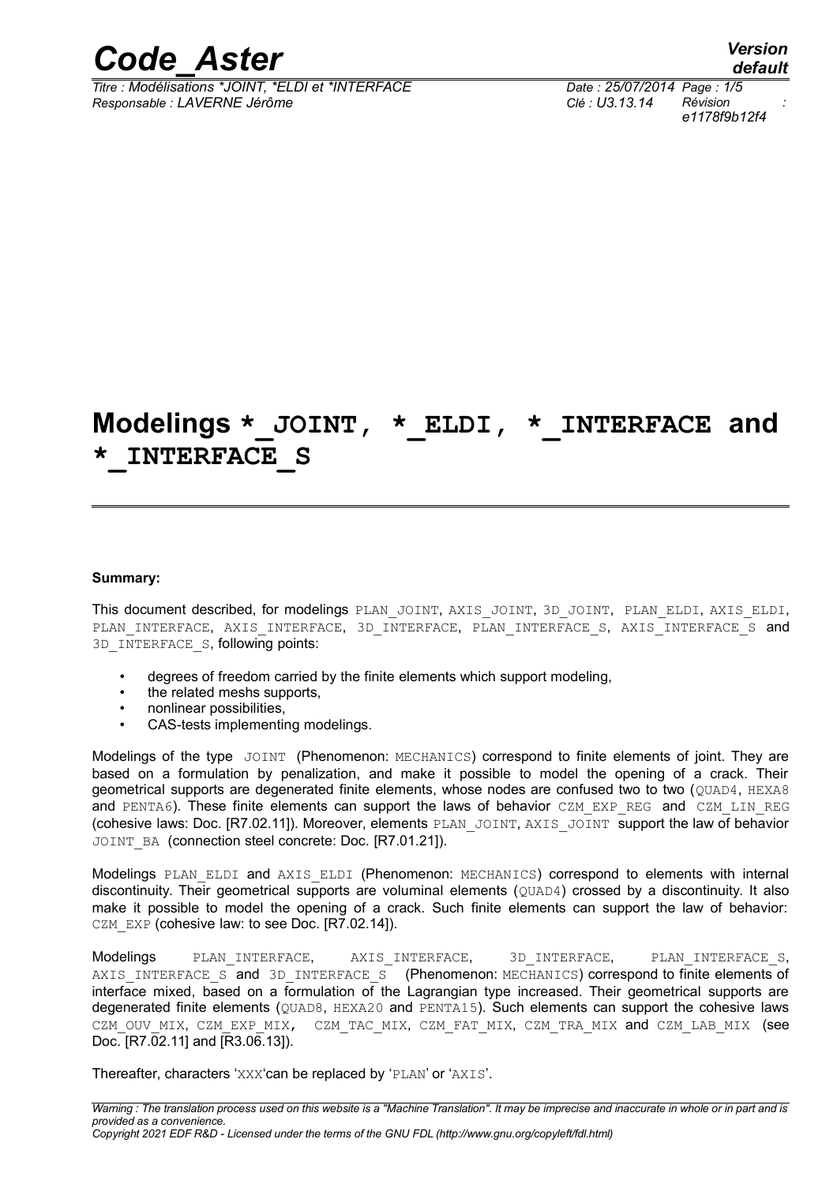# Modelings *_JOINT, *_ELDI, *_INTERFACE and *_INTERFACE_S

**Summary:**

This document described, for modelings PLAN_JOINT, AXIS_JOINT, 3D_JOINT, PLAN_ELDI, AXIS_ELDI, PLAN_INTERFACE, AXIS_INTERFACE, 3D_INTERFACE, PLAN_INTERFACE_S, AXIS_INTERFACE_S and 3D_INTERFACE_S, following points:

- degrees of freedom carried by the finite elements which support modeling,
- the related meshs supports,
- nonlinear possibilities,
- CAS-tests implementing modelings.

Modelings of the type JOINT (Phenomenon: MECHANICS) correspond to finite elements of joint. They are based on a formulation by penalization, and make it possible to model the opening of a crack. Their geometrical supports are degenerated finite elements, whose nodes are confused two to two (QUAD4, HEXA8 and PENTA6). These finite elements can support the laws of behavior CZM_EXP_REG and CZM_LIN_REG (cohesive laws: Doc. [R7.02.11]). Moreover, elements PLAN_JOINT, AXIS_JOINT support the law of behavior JOINT_BA (connection steel concrete: Doc. [R7.01.21]).

Modelings PLAN_ELDI and AXIS_ELDI (Phenomenon: MECHANICS) correspond to elements with internal discontinuity. Their geometrical supports are voluminal elements (QUAD4) crossed by a discontinuity. It also make it possible to model the opening of a crack. Such finite elements can support the law of behavior: CZM_EXP (cohesive law: to see Doc. [R7.02.14]).

Modelings PLAN_INTERFACE, AXIS_INTERFACE, 3D_INTERFACE, PLAN_INTERFACE_S, AXIS_INTERFACE_S and 3D_INTERFACE_S (Phenomenon: MECHANICS) correspond to finite elements of interface mixed, based on a formulation of the Lagrangian type increased. Their geometrical supports are degenerated finite elements (QUAD8, HEXA20 and PENTA15). Such elements can support the cohesive laws CZM_OUV_MIX, CZM_EXP_MIX, CZM_TAC_MIX, CZM_FAT_MIX, CZM_TRA_MIX and CZM_LAB_MIX (see Doc. [R7.02.11] and [R3.06.13]).

Thereafter, characters 'XXX'can be replaced by 'PLAN' or 'AXIS'.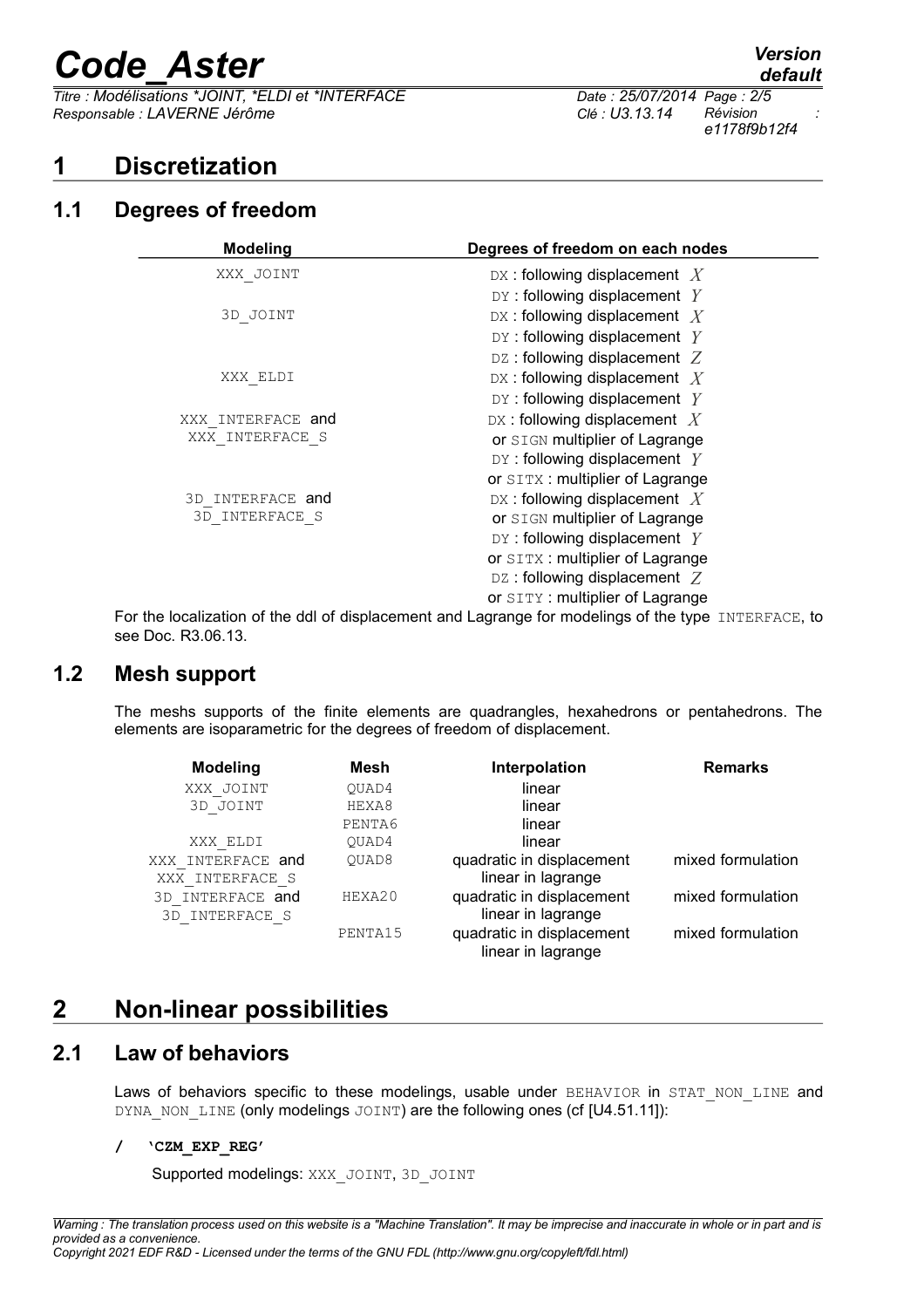# 1 Discretization

## 1.1 Degrees of freedom

| Modeling | Degrees of freedom on each nodes |
|---|---|
| XXX_JOINT | DX : following displacement $X$<br>DY : following displacement $Y$ |
| 3D_JOINT | DX : following displacement $X$<br>DY : following displacement $Y$<br>DZ : following displacement $Z$ |
| XXX_ELDI | DX : following displacement $X$<br>DY : following displacement $Y$ |
| XXX_INTERFACE and XXX_INTERFACE_S | DX : following displacement $X$<br>or SIGN multiplier of Lagrange<br>DY : following displacement $Y$<br>or SITX : multiplier of Lagrange |
| 3D_INTERFACE and 3D_INTERFACE_S | DX : following displacement $X$<br>or SIGN multiplier of Lagrange<br>DY : following displacement $Y$<br>or SITX : multiplier of Lagrange<br>DZ : following displacement $Z$<br>or SITY : multiplier of Lagrange |

For the localization of the ddl of displacement and Lagrange for modelings of the type INTERFACE, to see Doc. R3.06.13.

## 1.2 Mesh support

The meshs supports of the finite elements are quadrangles, hexahedrons or pentahedrons. The elements are isoparametric for the degrees of freedom of displacement.

| Modeling | Mesh | Interpolation | Remarks |
|---|---|---|---|
| XXX_JOINT | QUAD4 | linear | |
| 3D_JOINT | HEXA8 | linear | |
| | PENTA6 | linear | |
| XXX_ELDI | QUAD4 | linear | |
| XXX_INTERFACE and XXX_INTERFACE_S | QUAD8 | quadratic in displacement linear in lagrange | mixed formulation |
| 3D_INTERFACE and 3D_INTERFACE_S | HEXA20 | quadratic in displacement linear in lagrange | mixed formulation |
| | PENTA15 | quadratic in displacement linear in lagrange | mixed formulation |

# 2 Non-linear possibilities

## 2.1 Law of behaviors

Laws of behaviors specific to these modelings, usable under BEHAVIOR in STAT_NON_LINE and DYNA_NON_LINE (only modelings JOINT) are the following ones (cf [U4.51.11]):

**/ 'CZM_EXP_REG'**

Supported modelings: XXX_JOINT, 3D_JOINT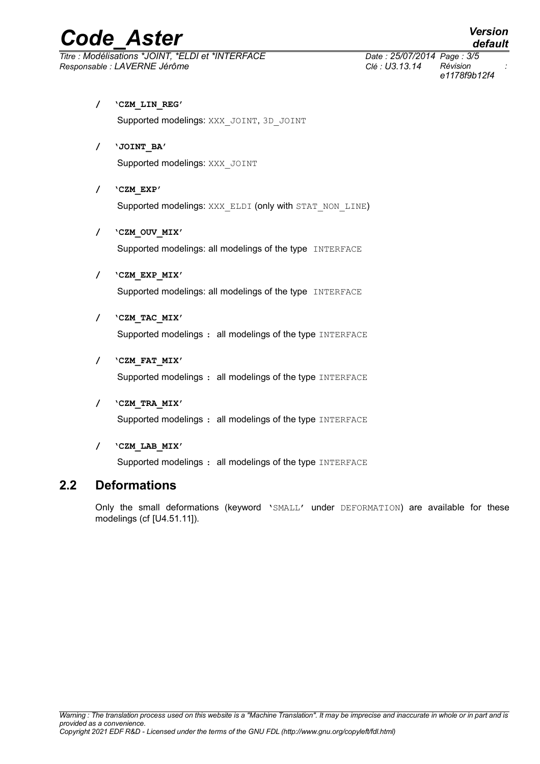/ 'CZM_LIN_REG'

Supported modelings: XXX_JOINT, 3D_JOINT

/ 'JOINT_BA'

Supported modelings: XXX_JOINT

/ 'CZM_EXP'

Supported modelings: XXX_ELDI (only with STAT_NON_LINE)

/ 'CZM_OUV_MIX'

Supported modelings: all modelings of the type INTERFACE

/ 'CZM_EXP_MIX'

Supported modelings: all modelings of the type INTERFACE

/ 'CZM_TAC_MIX'

Supported modelings : all modelings of the type INTERFACE

/ 'CZM_FAT_MIX'

Supported modelings : all modelings of the type INTERFACE

/ 'CZM_TRA_MIX'

Supported modelings : all modelings of the type INTERFACE

/ 'CZM_LAB_MIX'

Supported modelings : all modelings of the type INTERFACE

## 2.2 Deformations

Only the small deformations (keyword 'SMALL' under DEFORMATION) are available for these modelings (cf [U4.51.11]).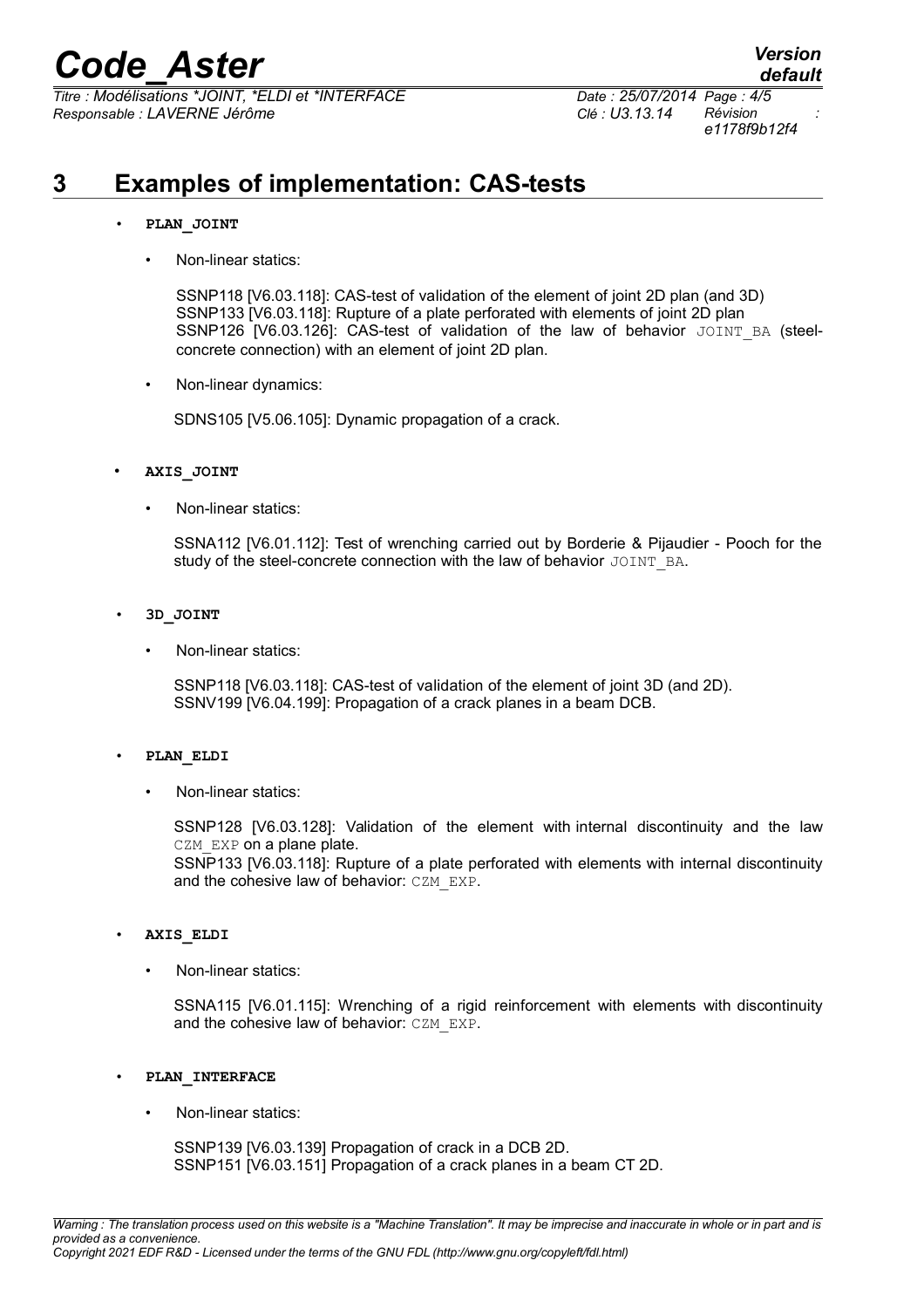# 3 Examples of implementation: CAS-tests

- **PLAN_JOINT**
  - Non-linear statics:

    SSNP118 [V6.03.118]: CAS-test of validation of the element of joint 2D plan (and 3D)
    SSNP133 [V6.03.118]: Rupture of a plate perforated with elements of joint 2D plan
    SSNP126 [V6.03.126]: CAS-test of validation of the law of behavior JOINT_BA (steel-concrete connection) with an element of joint 2D plan.

  - Non-linear dynamics:

    SDNS105 [V5.06.105]: Dynamic propagation of a crack.

- **AXIS_JOINT**
  - Non-linear statics:

    SSNA112 [V6.01.112]: Test of wrenching carried out by Borderie & Pijaudier - Pooch for the study of the steel-concrete connection with the law of behavior JOINT_BA.

- **3D_JOINT**
  - Non-linear statics:

    SSNP118 [V6.03.118]: CAS-test of validation of the element of joint 3D (and 2D).
    SSNV199 [V6.04.199]: Propagation of a crack planes in a beam DCB.

- **PLAN_ELDI**
  - Non-linear statics:

    SSNP128 [V6.03.128]: Validation of the element with internal discontinuity and the law CZM_EXP on a plane plate.
    SSNP133 [V6.03.118]: Rupture of a plate perforated with elements with internal discontinuity and the cohesive law of behavior: CZM_EXP.

- **AXIS_ELDI**
  - Non-linear statics:

    SSNA115 [V6.01.115]: Wrenching of a rigid reinforcement with elements with discontinuity and the cohesive law of behavior: CZM_EXP.

- **PLAN_INTERFACE**
  - Non-linear statics:

    SSNP139 [V6.03.139] Propagation of crack in a DCB 2D.
    SSNP151 [V6.03.151] Propagation of a crack planes in a beam CT 2D.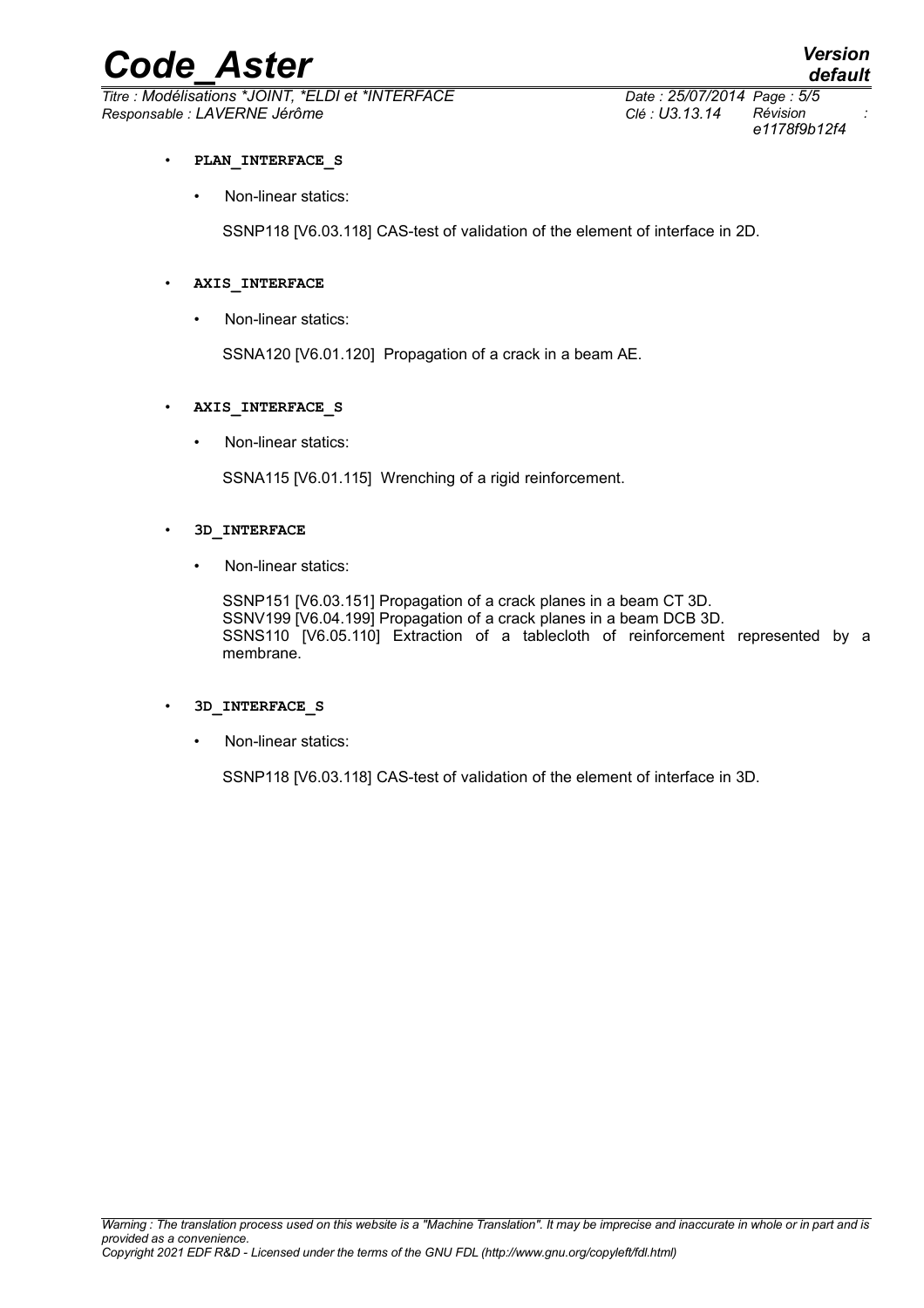- **PLAN_INTERFACE_S**

  - Non-linear statics:

    SSNP118 [V6.03.118] CAS-test of validation of the element of interface in 2D.

- **AXIS_INTERFACE**

  - Non-linear statics:

    SSNA120 [V6.01.120] Propagation of a crack in a beam AE.

- **AXIS_INTERFACE_S**

  - Non-linear statics:

    SSNA115 [V6.01.115] Wrenching of a rigid reinforcement.

- **3D_INTERFACE**

  - Non-linear statics:

    SSNP151 [V6.03.151] Propagation of a crack planes in a beam CT 3D.
    SSNV199 [V6.04.199] Propagation of a crack planes in a beam DCB 3D.
    SSNS110 [V6.05.110] Extraction of a tablecloth of reinforcement represented by a membrane.

- **3D_INTERFACE_S**

  - Non-linear statics:

    SSNP118 [V6.03.118] CAS-test of validation of the element of interface in 3D.